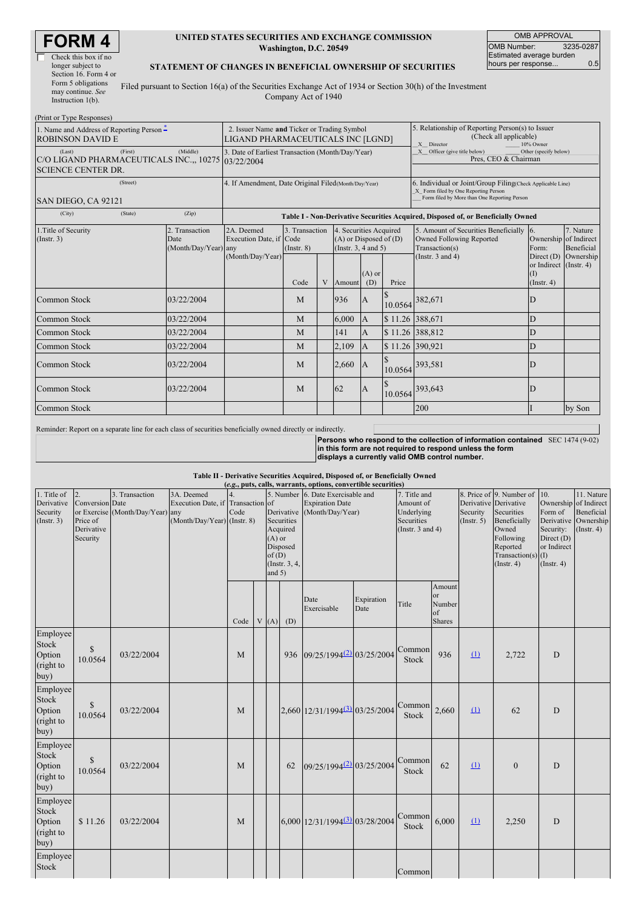# FORM 4

☐ Check this box if no longer subject to Section 16. Form 4 or Form 5 obligations may continue. *See* Instruction 1(b).

**UNITED STATES SECURITIES AND EXCHANGE COMMISSION**
**Washington, D.C. 20549**

**STATEMENT OF CHANGES IN BENEFICIAL OWNERSHIP OF SECURITIES**

Filed pursuant to Section 16(a) of the Securities Exchange Act of 1934 or Section 30(h) of the Investment Company Act of 1940

| OMB APPROVAL | |
|---|---|
| OMB Number: | 3235-0287 |
| Estimated average burden hours per response... | 0.5 |

(Print or Type Responses)

| 1. Name and Address of Reporting Person * | 2. Issuer Name and Ticker or Trading Symbol | 5. Relationship of Reporting Person(s) to Issuer (Check all applicable) |
|---|---|---|
| ROBINSON DAVID E | LIGAND PHARMACEUTICALS INC [LGND] | X Director ___ 10% Owner |
| (Last) (First) (Middle) C/O LIGAND PHARMACEUTICALS INC.,, 10275 SCIENCE CENTER DR. | 3. Date of Earliest Transaction (Month/Day/Year) 03/22/2004 | X Officer (give title below) ___ Other (specify below) Pres, CEO & Chairman |
| (Street) SAN DIEGO, CA 92121 | 4. If Amendment, Date Original Filed (Month/Day/Year) | 6. Individual or Joint/Group Filing (Check Applicable Line) X Form filed by One Reporting Person ___ Form filed by More than One Reporting Person |
| (City) (State) (Zip) | | |

**Table I - Non-Derivative Securities Acquired, Disposed of, or Beneficially Owned**

| 1. Title of Security (Instr. 3) | 2. Transaction Date (Month/Day/Year) | 2A. Deemed Execution Date, if any (Month/Day/Year) | 3. Transaction Code (Instr. 8) | | 4. Securities Acquired (A) or Disposed of (D) (Instr. 3, 4 and 5) | | | 5. Amount of Securities Beneficially Owned Following Reported Transaction(s) (Instr. 3 and 4) | 6. Ownership Form: Direct (D) or Indirect (I) (Instr. 4) | 7. Nature of Indirect Beneficial Ownership (Instr. 4) |
|---|---|---|---|---|---|---|---|---|---|---|
| | | | Code | V | Amount | (A) or (D) | Price | | | |
| Common Stock | 03/22/2004 | | M | | 936 | A | $ 10.0564 | 382,671 | D | |
| Common Stock | 03/22/2004 | | M | | 6,000 | A | $ 11.26 | 388,671 | D | |
| Common Stock | 03/22/2004 | | M | | 141 | A | $ 11.26 | 388,812 | D | |
| Common Stock | 03/22/2004 | | M | | 2,109 | A | $ 11.26 | 390,921 | D | |
| Common Stock | 03/22/2004 | | M | | 2,660 | A | $ 10.0564 | 393,581 | D | |
| Common Stock | 03/22/2004 | | M | | 62 | A | $ 10.0564 | 393,643 | D | |
| Common Stock | | | | | | | | 200 | I | by Son |

Reminder: Report on a separate line for each class of securities beneficially owned directly or indirectly.

**Persons who respond to the collection of information contained in this form are not required to respond unless the form displays a currently valid OMB control number.** SEC 1474 (9-02)

**Table II - Derivative Securities Acquired, Disposed of, or Beneficially Owned**
**(*e.g.*, puts, calls, warrants, options, convertible securities)**

| 1. Title of Derivative Security (Instr. 3) | 2. Conversion or Exercise Price of Derivative Security | 3. Transaction Date (Month/Day/Year) | 3A. Deemed Execution Date, if any (Month/Day/Year) | 4. Transaction Code (Instr. 8) | | 5. Number of Derivative Securities Acquired (A) or Disposed of (D) (Instr. 3, 4, and 5) | | 6. Date Exercisable and Expiration Date (Month/Day/Year) | | 7. Title and Amount of Underlying Securities (Instr. 3 and 4) | | 8. Price of Derivative Security (Instr. 5) | 9. Number of Derivative Securities Beneficially Owned Following Reported Transaction(s) (Instr. 4) | 10. Ownership Form of Derivative Security: Direct (D) or Indirect (I) (Instr. 4) | 11. Nature of Indirect Beneficial Ownership (Instr. 4) |
|---|---|---|---|---|---|---|---|---|---|---|---|---|---|---|---|
| | | | | Code | V | (A) | (D) | Date Exercisable | Expiration Date | Title | Amount or Number of Shares | | | | |
| Employee Stock Option (right to buy) | $ 10.0564 | 03/22/2004 | | M | | | 936 | 09/25/1994 (2) | 03/25/2004 | Common Stock | 936 | (1) | 2,722 | D | |
| Employee Stock Option (right to buy) | $ 10.0564 | 03/22/2004 | | M | | | 2,660 | 12/31/1994 (3) | 03/25/2004 | Common Stock | 2,660 | (1) | 62 | D | |
| Employee Stock Option (right to buy) | $ 10.0564 | 03/22/2004 | | M | | | 62 | 09/25/1994 (2) | 03/25/2004 | Common Stock | 62 | (1) | 0 | D | |
| Employee Stock Option (right to buy) | $ 11.26 | 03/22/2004 | | M | | | 6,000 | 12/31/1994 (3) | 03/28/2004 | Common Stock | 6,000 | (1) | 2,250 | D | |
| Employee Stock | | | | | | | | | | Common | | | | | |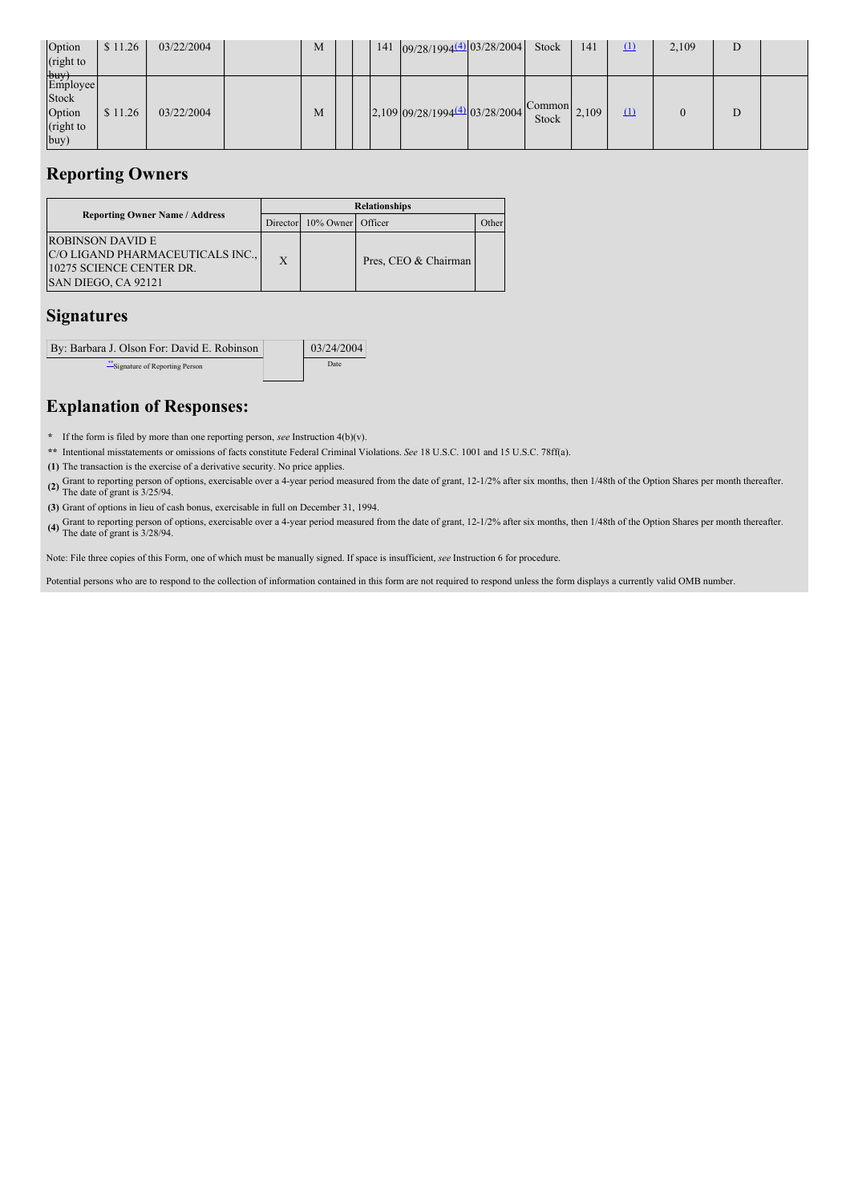| | | | | | | | | | | | | | | | |
|---|---|---|---|---|---|---|---|---|---|---|---|---|---|---|---|
| Option (right to buy) | $ 11.26 | 03/22/2004 | | M | | | 141 | 09/28/1994[(4)](#) | 03/28/2004 | Stock | 141 | [(1)](#) | 2,109 | D | |
| Employee Stock Option (right to buy) | $ 11.26 | 03/22/2004 | | M | | | 2,109 | 09/28/1994[(4)](#) | 03/28/2004 | Common Stock | 2,109 | [(1)](#) | 0 | D | |

## Reporting Owners

| Reporting Owner Name / Address | Relationships | | | |
|---|---|---|---|---|
| | Director | 10% Owner | Officer | Other |
| ROBINSON DAVID E<br>C/O LIGAND PHARMACEUTICALS INC.,<br>10275 SCIENCE CENTER DR.<br>SAN DIEGO, CA 92121 | X | | Pres, CEO & Chairman | |

## Signatures

| | | |
|---|---|---|
| By: Barbara J. Olson For: David E. Robinson | | 03/24/2004 |
| **Signature of Reporting Person | | Date |

## Explanation of Responses:

**\*** If the form is filed by more than one reporting person, *see* Instruction 4(b)(v).

**\*\*** Intentional misstatements or omissions of facts constitute Federal Criminal Violations. *See* 18 U.S.C. 1001 and 15 U.S.C. 78ff(a).

**(1)** The transaction is the exercise of a derivative security. No price applies.

**(2)** Grant to reporting person of options, exercisable over a 4-year period measured from the date of grant, 12-1/2% after six months, then 1/48th of the Option Shares per month thereafter. The date of grant is 3/25/94.

**(3)** Grant of options in lieu of cash bonus, exercisable in full on December 31, 1994.

**(4)** Grant to reporting person of options, exercisable over a 4-year period measured from the date of grant, 12-1/2% after six months, then 1/48th of the Option Shares per month thereafter. The date of grant is 3/28/94.

Note: File three copies of this Form, one of which must be manually signed. If space is insufficient, *see* Instruction 6 for procedure.

Potential persons who are to respond to the collection of information contained in this form are not required to respond unless the form displays a currently valid OMB number.